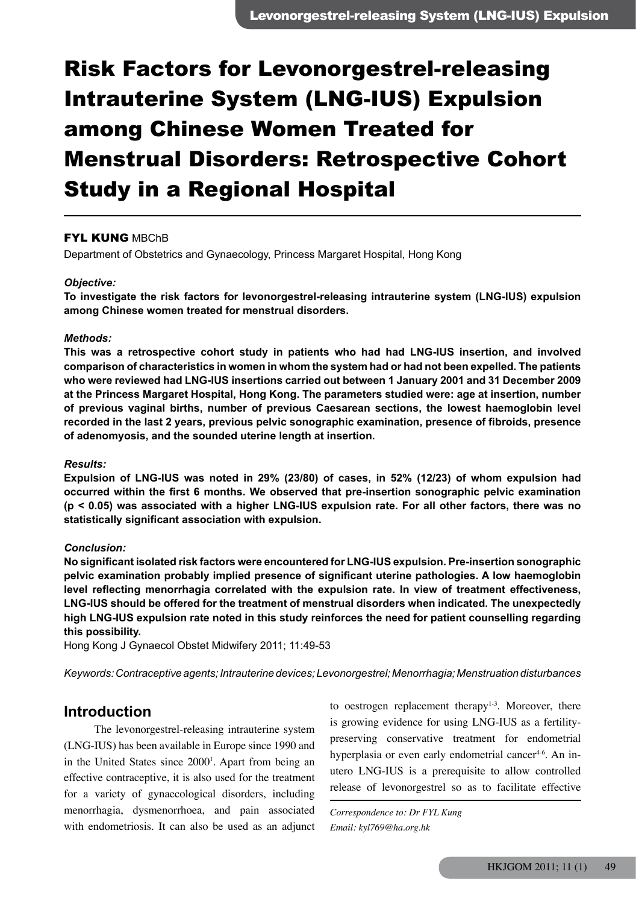# Risk Factors for Levonorgestrel-releasing Intrauterine System (LNG-IUS) Expulsion among Chinese Women Treated for Menstrual Disorders: Retrospective Cohort Study in a Regional Hospital

**FYL KUNG** MBChB

Department of Obstetrics and Gynaecology, Princess Margaret Hospital, Hong Kong

***Objective:***

**To investigate the risk factors for levonorgestrel-releasing intrauterine system (LNG-IUS) expulsion among Chinese women treated for menstrual disorders.**

***Methods:***

**This was a retrospective cohort study in patients who had had LNG-IUS insertion, and involved comparison of characteristics in women in whom the system had or had not been expelled. The patients who were reviewed had LNG-IUS insertions carried out between 1 January 2001 and 31 December 2009 at the Princess Margaret Hospital, Hong Kong. The parameters studied were: age at insertion, number of previous vaginal births, number of previous Caesarean sections, the lowest haemoglobin level recorded in the last 2 years, previous pelvic sonographic examination, presence of fibroids, presence of adenomyosis, and the sounded uterine length at insertion.**

***Results:***

**Expulsion of LNG-IUS was noted in 29% (23/80) of cases, in 52% (12/23) of whom expulsion had occurred within the first 6 months. We observed that pre-insertion sonographic pelvic examination ($p < 0.05$) was associated with a higher LNG-IUS expulsion rate. For all other factors, there was no statistically significant association with expulsion.**

***Conclusion:***

**No significant isolated risk factors were encountered for LNG-IUS expulsion. Pre-insertion sonographic pelvic examination probably implied presence of significant uterine pathologies. A low haemoglobin level reflecting menorrhagia correlated with the expulsion rate. In view of treatment effectiveness, LNG-IUS should be offered for the treatment of menstrual disorders when indicated. The unexpectedly high LNG-IUS expulsion rate noted in this study reinforces the need for patient counselling regarding this possibility.**

Hong Kong J Gynaecol Obstet Midwifery 2011; 11:49-53

*Keywords: Contraceptive agents; Intrauterine devices; Levonorgestrel; Menorrhagia; Menstruation disturbances*

## Introduction

The levonorgestrel-releasing intrauterine system (LNG-IUS) has been available in Europe since 1990 and in the United States since 2000[1]. Apart from being an effective contraceptive, it is also used for the treatment for a variety of gynaecological disorders, including menorrhagia, dysmenorrhoea, and pain associated with endometriosis. It can also be used as an adjunct to oestrogen replacement therapy[1-3]. Moreover, there is growing evidence for using LNG-IUS as a fertility-preserving conservative treatment for endometrial hyperplasia or even early endometrial cancer[4-6]. An in-utero LNG-IUS is a prerequisite to allow controlled release of levonorgestrel so as to facilitate effective

*Correspondence to: Dr FYL Kung*
*Email: kyl769@ha.org.hk*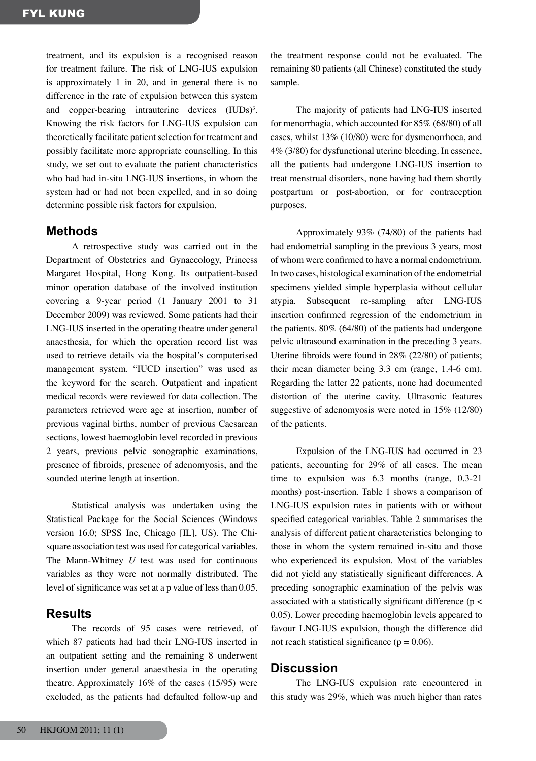treatment, and its expulsion is a recognised reason for treatment failure. The risk of LNG-IUS expulsion is approximately 1 in 20, and in general there is no difference in the rate of expulsion between this system and copper-bearing intrauterine devices (IUDs)[3]. Knowing the risk factors for LNG-IUS expulsion can theoretically facilitate patient selection for treatment and possibly facilitate more appropriate counselling. In this study, we set out to evaluate the patient characteristics who had had in-situ LNG-IUS insertions, in whom the system had or had not been expelled, and in so doing determine possible risk factors for expulsion.

## Methods

A retrospective study was carried out in the Department of Obstetrics and Gynaecology, Princess Margaret Hospital, Hong Kong. Its outpatient-based minor operation database of the involved institution covering a 9-year period (1 January 2001 to 31 December 2009) was reviewed. Some patients had their LNG-IUS inserted in the operating theatre under general anaesthesia, for which the operation record list was used to retrieve details via the hospital's computerised management system. "IUCD insertion" was used as the keyword for the search. Outpatient and inpatient medical records were reviewed for data collection. The parameters retrieved were age at insertion, number of previous vaginal births, number of previous Caesarean sections, lowest haemoglobin level recorded in previous 2 years, previous pelvic sonographic examinations, presence of fibroids, presence of adenomyosis, and the sounded uterine length at insertion.

Statistical analysis was undertaken using the Statistical Package for the Social Sciences (Windows version 16.0; SPSS Inc, Chicago [IL], US). The Chi-square association test was used for categorical variables. The Mann-Whitney *U* test was used for continuous variables as they were not normally distributed. The level of significance was set at a p value of less than 0.05.

## Results

The records of 95 cases were retrieved, of which 87 patients had had their LNG-IUS inserted in an outpatient setting and the remaining 8 underwent insertion under general anaesthesia in the operating theatre. Approximately 16% of the cases (15/95) were excluded, as the patients had defaulted follow-up and the treatment response could not be evaluated. The remaining 80 patients (all Chinese) constituted the study sample.

The majority of patients had LNG-IUS inserted for menorrhagia, which accounted for 85% (68/80) of all cases, whilst 13% (10/80) were for dysmenorrhoea, and 4% (3/80) for dysfunctional uterine bleeding. In essence, all the patients had undergone LNG-IUS insertion to treat menstrual disorders, none having had them shortly postpartum or post-abortion, or for contraception purposes.

Approximately 93% (74/80) of the patients had had endometrial sampling in the previous 3 years, most of whom were confirmed to have a normal endometrium. In two cases, histological examination of the endometrial specimens yielded simple hyperplasia without cellular atypia. Subsequent re-sampling after LNG-IUS insertion confirmed regression of the endometrium in the patients. 80% (64/80) of the patients had undergone pelvic ultrasound examination in the preceding 3 years. Uterine fibroids were found in 28% (22/80) of patients; their mean diameter being 3.3 cm (range, 1.4-6 cm). Regarding the latter 22 patients, none had documented distortion of the uterine cavity. Ultrasonic features suggestive of adenomyosis were noted in 15% (12/80) of the patients.

Expulsion of the LNG-IUS had occurred in 23 patients, accounting for 29% of all cases. The mean time to expulsion was 6.3 months (range, 0.3-21 months) post-insertion. Table 1 shows a comparison of LNG-IUS expulsion rates in patients with or without specified categorical variables. Table 2 summarises the analysis of different patient characteristics belonging to those in whom the system remained in-situ and those who experienced its expulsion. Most of the variables did not yield any statistically significant differences. A preceding sonographic examination of the pelvis was associated with a statistically significant difference ($p < 0.05$). Lower preceding haemoglobin levels appeared to favour LNG-IUS expulsion, though the difference did not reach statistical significance ($p = 0.06$).

## Discussion

The LNG-IUS expulsion rate encountered in this study was 29%, which was much higher than rates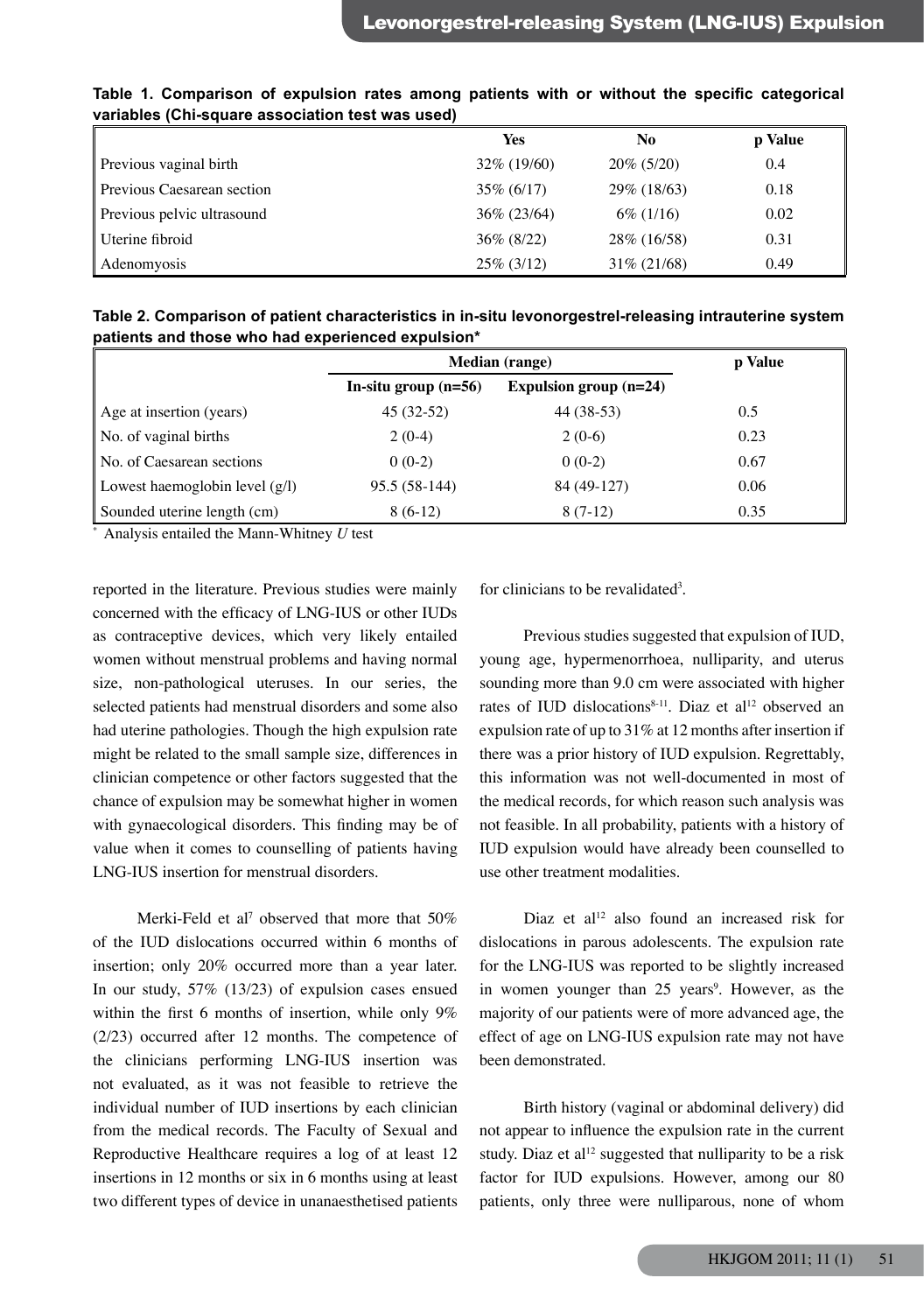**Table 1. Comparison of expulsion rates among patients with or without the specific categorical variables (Chi-square association test was used)**

| | Yes | No | p Value |
|---|---|---|---|
| Previous vaginal birth | 32% (19/60) | 20% (5/20) | 0.4 |
| Previous Caesarean section | 35% (6/17) | 29% (18/63) | 0.18 |
| Previous pelvic ultrasound | 36% (23/64) | 6% (1/16) | 0.02 |
| Uterine fibroid | 36% (8/22) | 28% (16/58) | 0.31 |
| Adenomyosis | 25% (3/12) | 31% (21/68) | 0.49 |

**Table 2. Comparison of patient characteristics in in-situ levonorgestrel-releasing intrauterine system patients and those who had experienced expulsion***

| | Median (range) | | p Value |
|---|---|---|---|
| | In-situ group (n=56) | Expulsion group (n=24) | |
| Age at insertion (years) | 45 (32-52) | 44 (38-53) | 0.5 |
| No. of vaginal births | 2 (0-4) | 2 (0-6) | 0.23 |
| No. of Caesarean sections | 0 (0-2) | 0 (0-2) | 0.67 |
| Lowest haemoglobin level (g/l) | 95.5 (58-144) | 84 (49-127) | 0.06 |
| Sounded uterine length (cm) | 8 (6-12) | 8 (7-12) | 0.35 |

* Analysis entailed the Mann-Whitney *U* test

reported in the literature. Previous studies were mainly concerned with the efficacy of LNG-IUS or other IUDs as contraceptive devices, which very likely entailed women without menstrual problems and having normal size, non-pathological uteruses. In our series, the selected patients had menstrual disorders and some also had uterine pathologies. Though the high expulsion rate might be related to the small sample size, differences in clinician competence or other factors suggested that the chance of expulsion may be somewhat higher in women with gynaecological disorders. This finding may be of value when it comes to counselling of patients having LNG-IUS insertion for menstrual disorders.

Merki-Feld et al[7] observed that more that 50% of the IUD dislocations occurred within 6 months of insertion; only 20% occurred more than a year later. In our study, 57% (13/23) of expulsion cases ensued within the first 6 months of insertion, while only 9% (2/23) occurred after 12 months. The competence of the clinicians performing LNG-IUS insertion was not evaluated, as it was not feasible to retrieve the individual number of IUD insertions by each clinician from the medical records. The Faculty of Sexual and Reproductive Healthcare requires a log of at least 12 insertions in 12 months or six in 6 months using at least two different types of device in unanaesthetised patients for clinicians to be revalidated[3].

Previous studies suggested that expulsion of IUD, young age, hypermenorrhoea, nulliparity, and uterus sounding more than 9.0 cm were associated with higher rates of IUD dislocations[8-11]. Diaz et al[12] observed an expulsion rate of up to 31% at 12 months after insertion if there was a prior history of IUD expulsion. Regrettably, this information was not well-documented in most of the medical records, for which reason such analysis was not feasible. In all probability, patients with a history of IUD expulsion would have already been counselled to use other treatment modalities.

Diaz et al[12] also found an increased risk for dislocations in parous adolescents. The expulsion rate for the LNG-IUS was reported to be slightly increased in women younger than 25 years[9]. However, as the majority of our patients were of more advanced age, the effect of age on LNG-IUS expulsion rate may not have been demonstrated.

Birth history (vaginal or abdominal delivery) did not appear to influence the expulsion rate in the current study. Diaz et al[12] suggested that nulliparity to be a risk factor for IUD expulsions. However, among our 80 patients, only three were nulliparous, none of whom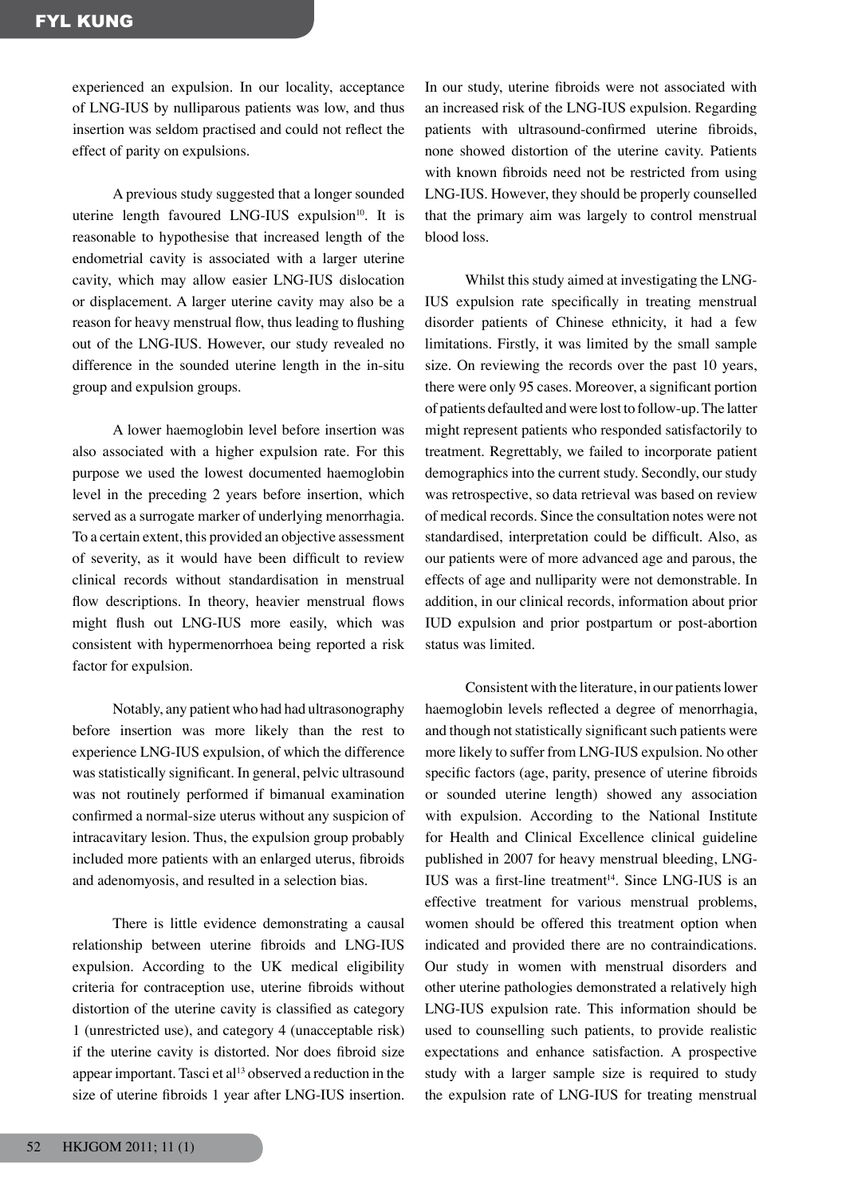experienced an expulsion. In our locality, acceptance of LNG-IUS by nulliparous patients was low, and thus insertion was seldom practised and could not reflect the effect of parity on expulsions.

A previous study suggested that a longer sounded uterine length favoured LNG-IUS expulsion[10]. It is reasonable to hypothesise that increased length of the endometrial cavity is associated with a larger uterine cavity, which may allow easier LNG-IUS dislocation or displacement. A larger uterine cavity may also be a reason for heavy menstrual flow, thus leading to flushing out of the LNG-IUS. However, our study revealed no difference in the sounded uterine length in the in-situ group and expulsion groups.

A lower haemoglobin level before insertion was also associated with a higher expulsion rate. For this purpose we used the lowest documented haemoglobin level in the preceding 2 years before insertion, which served as a surrogate marker of underlying menorrhagia. To a certain extent, this provided an objective assessment of severity, as it would have been difficult to review clinical records without standardisation in menstrual flow descriptions. In theory, heavier menstrual flows might flush out LNG-IUS more easily, which was consistent with hypermenorrhoea being reported a risk factor for expulsion.

Notably, any patient who had had ultrasonography before insertion was more likely than the rest to experience LNG-IUS expulsion, of which the difference was statistically significant. In general, pelvic ultrasound was not routinely performed if bimanual examination confirmed a normal-size uterus without any suspicion of intracavitary lesion. Thus, the expulsion group probably included more patients with an enlarged uterus, fibroids and adenomyosis, and resulted in a selection bias.

There is little evidence demonstrating a causal relationship between uterine fibroids and LNG-IUS expulsion. According to the UK medical eligibility criteria for contraception use, uterine fibroids without distortion of the uterine cavity is classified as category 1 (unrestricted use), and category 4 (unacceptable risk) if the uterine cavity is distorted. Nor does fibroid size appear important. Tasci et al[13] observed a reduction in the size of uterine fibroids 1 year after LNG-IUS insertion. In our study, uterine fibroids were not associated with an increased risk of the LNG-IUS expulsion. Regarding patients with ultrasound-confirmed uterine fibroids, none showed distortion of the uterine cavity. Patients with known fibroids need not be restricted from using LNG-IUS. However, they should be properly counselled that the primary aim was largely to control menstrual blood loss.

Whilst this study aimed at investigating the LNG-IUS expulsion rate specifically in treating menstrual disorder patients of Chinese ethnicity, it had a few limitations. Firstly, it was limited by the small sample size. On reviewing the records over the past 10 years, there were only 95 cases. Moreover, a significant portion of patients defaulted and were lost to follow-up. The latter might represent patients who responded satisfactorily to treatment. Regrettably, we failed to incorporate patient demographics into the current study. Secondly, our study was retrospective, so data retrieval was based on review of medical records. Since the consultation notes were not standardised, interpretation could be difficult. Also, as our patients were of more advanced age and parous, the effects of age and nulliparity were not demonstrable. In addition, in our clinical records, information about prior IUD expulsion and prior postpartum or post-abortion status was limited.

Consistent with the literature, in our patients lower haemoglobin levels reflected a degree of menorrhagia, and though not statistically significant such patients were more likely to suffer from LNG-IUS expulsion. No other specific factors (age, parity, presence of uterine fibroids or sounded uterine length) showed any association with expulsion. According to the National Institute for Health and Clinical Excellence clinical guideline published in 2007 for heavy menstrual bleeding, LNG-IUS was a first-line treatment[14]. Since LNG-IUS is an effective treatment for various menstrual problems, women should be offered this treatment option when indicated and provided there are no contraindications. Our study in women with menstrual disorders and other uterine pathologies demonstrated a relatively high LNG-IUS expulsion rate. This information should be used to counselling such patients, to provide realistic expectations and enhance satisfaction. A prospective study with a larger sample size is required to study the expulsion rate of LNG-IUS for treating menstrual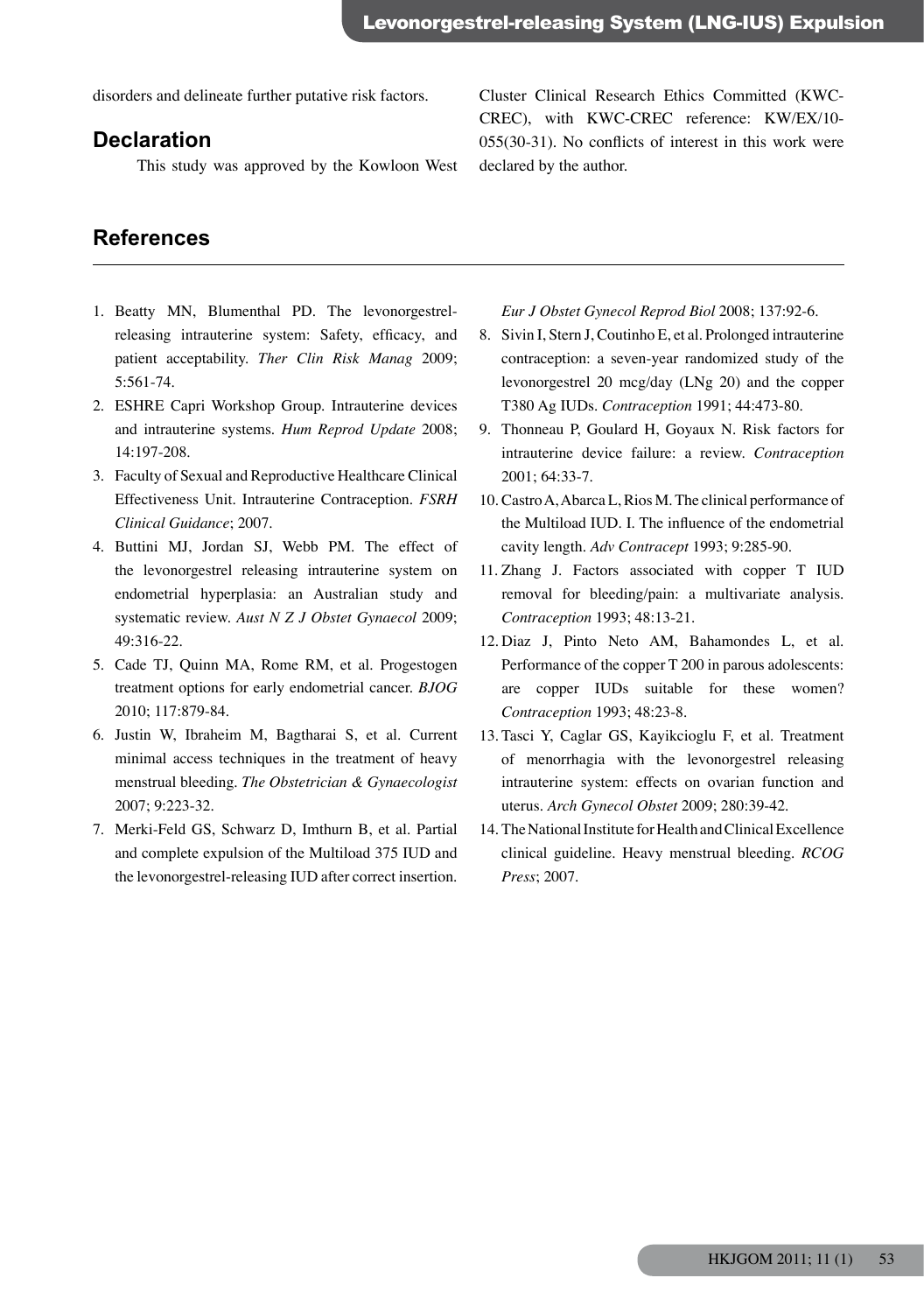disorders and delineate further putative risk factors.

## Declaration

This study was approved by the Kowloon West Cluster Clinical Research Ethics Committed (KWC-CREC), with KWC-CREC reference: KW/EX/10-055(30-31). No conflicts of interest in this work were declared by the author.

## References

1. Beatty MN, Blumenthal PD. The levonorgestrel-releasing intrauterine system: Safety, efficacy, and patient acceptability. *Ther Clin Risk Manag* 2009; 5:561-74.
2. ESHRE Capri Workshop Group. Intrauterine devices and intrauterine systems. *Hum Reprod Update* 2008; 14:197-208.
3. Faculty of Sexual and Reproductive Healthcare Clinical Effectiveness Unit. Intrauterine Contraception. *FSRH Clinical Guidance*; 2007.
4. Buttini MJ, Jordan SJ, Webb PM. The effect of the levonorgestrel releasing intrauterine system on endometrial hyperplasia: an Australian study and systematic review. *Aust N Z J Obstet Gynaecol* 2009; 49:316-22.
5. Cade TJ, Quinn MA, Rome RM, et al. Progestogen treatment options for early endometrial cancer. *BJOG* 2010; 117:879-84.
6. Justin W, Ibraheim M, Bagtharai S, et al. Current minimal access techniques in the treatment of heavy menstrual bleeding. *The Obstetrician & Gynaecologist* 2007; 9:223-32.
7. Merki-Feld GS, Schwarz D, Imthurn B, et al. Partial and complete expulsion of the Multiload 375 IUD and the levonorgestrel-releasing IUD after correct insertion. *Eur J Obstet Gynecol Reprod Biol* 2008; 137:92-6.
8. Sivin I, Stern J, Coutinho E, et al. Prolonged intrauterine contraception: a seven-year randomized study of the levonorgestrel 20 mcg/day (LNg 20) and the copper T380 Ag IUDs. *Contraception* 1991; 44:473-80.
9. Thonneau P, Goulard H, Goyaux N. Risk factors for intrauterine device failure: a review. *Contraception* 2001; 64:33-7.
10. Castro A, Abarca L, Rios M. The clinical performance of the Multiload IUD. I. The influence of the endometrial cavity length. *Adv Contracept* 1993; 9:285-90.
11. Zhang J. Factors associated with copper T IUD removal for bleeding/pain: a multivariate analysis. *Contraception* 1993; 48:13-21.
12. Diaz J, Pinto Neto AM, Bahamondes L, et al. Performance of the copper T 200 in parous adolescents: are copper IUDs suitable for these women? *Contraception* 1993; 48:23-8.
13. Tasci Y, Caglar GS, Kayikcioglu F, et al. Treatment of menorrhagia with the levonorgestrel releasing intrauterine system: effects on ovarian function and uterus. *Arch Gynecol Obstet* 2009; 280:39-42.
14. The National Institute for Health and Clinical Excellence clinical guideline. Heavy menstrual bleeding. *RCOG Press*; 2007.